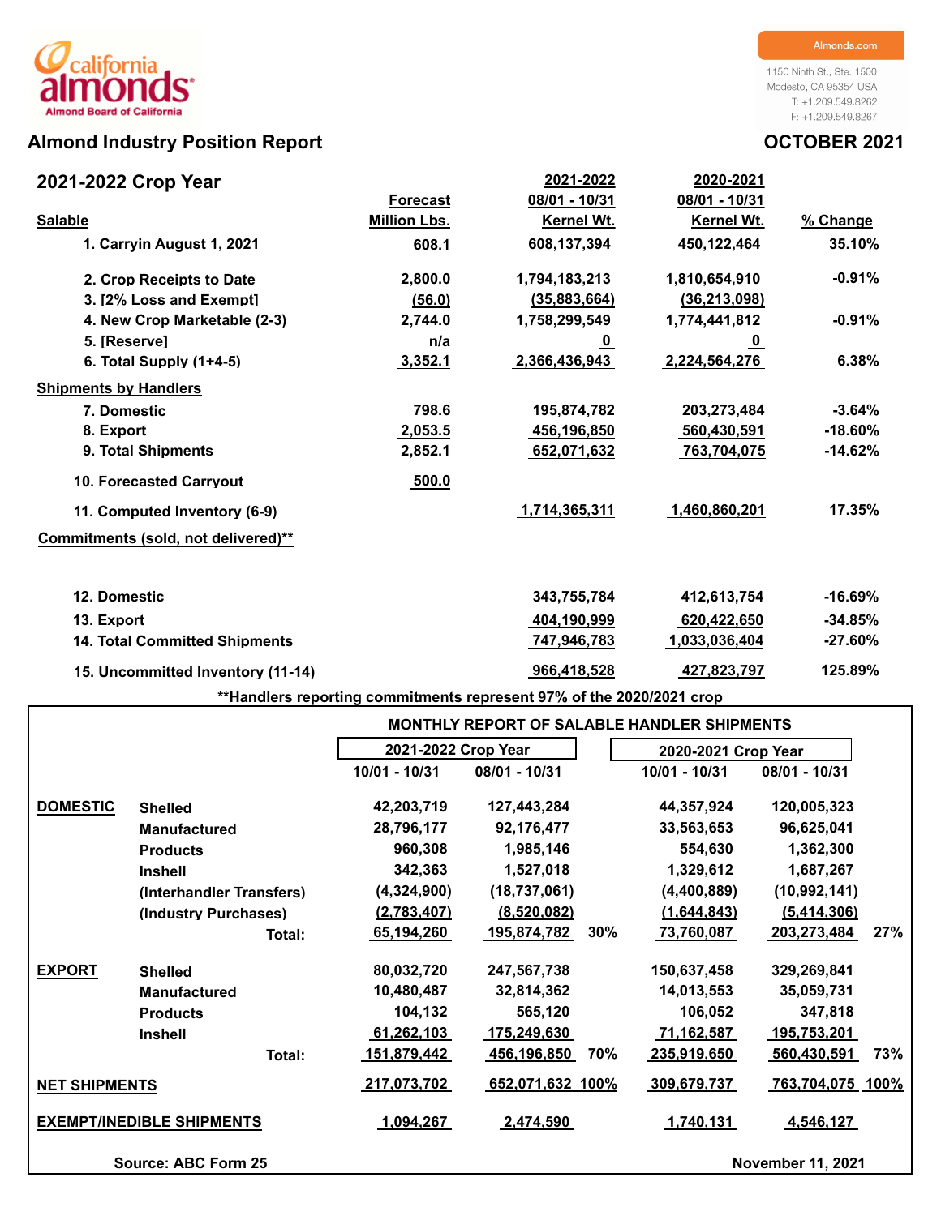california almonds
Almond Board of California

Almonds.com

1150 Ninth St., Ste. 1500
Modesto, CA 95354 USA
T: +1.209.549.8262
F: +1.209.549.8267

# Almond Industry Position Report

**OCTOBER 2021**

## 2021-2022 Crop Year

| Salable | Forecast Million Lbs. | 2021-2022 08/01 - 10/31 Kernel Wt. | 2020-2021 08/01 - 10/31 Kernel Wt. | % Change |
|---|---|---|---|---|
| 1. Carryin August 1, 2021 | 608.1 | 608,137,394 | 450,122,464 | 35.10% |
| 2. Crop Receipts to Date | 2,800.0 | 1,794,183,213 | 1,810,654,910 | -0.91% |
| 3. [2% Loss and Exempt] | (56.0) | (35,883,664) | (36,213,098) | |
| 4. New Crop Marketable (2-3) | 2,744.0 | 1,758,299,549 | 1,774,441,812 | -0.91% |
| 5. [Reserve] | n/a | 0 | 0 | |
| 6. Total Supply (1+4-5) | 3,352.1 | 2,366,436,943 | 2,224,564,276 | 6.38% |
| **Shipments by Handlers** | | | | |
| 7. Domestic | 798.6 | 195,874,782 | 203,273,484 | -3.64% |
| 8. Export | 2,053.5 | 456,196,850 | 560,430,591 | -18.60% |
| 9. Total Shipments | 2,852.1 | 652,071,632 | 763,704,075 | -14.62% |
| 10. Forecasted Carryout | 500.0 | | | |
| 11. Computed Inventory (6-9) | | 1,714,365,311 | 1,460,860,201 | 17.35% |
| **Commitments (sold, not delivered)**** | | | | |
| 12. Domestic | | 343,755,784 | 412,613,754 | -16.69% |
| 13. Export | | 404,190,999 | 620,422,650 | -34.85% |
| 14. Total Committed Shipments | | 747,946,783 | 1,033,036,404 | -27.60% |
| 15. Uncommitted Inventory (11-14) | | 966,418,528 | 427,823,797 | 125.89% |

**Handlers reporting commitments represent 97% of the 2020/2021 crop

## MONTHLY REPORT OF SALABLE HANDLER SHIPMENTS

| | | 2021-2022 Crop Year | | | 2020-2021 Crop Year | | |
|---|---|---|---|---|---|---|---|
| | | 10/01 - 10/31 | 08/01 - 10/31 | | 10/01 - 10/31 | 08/01 - 10/31 | |
| **DOMESTIC** | Shelled | 42,203,719 | 127,443,284 | | 44,357,924 | 120,005,323 | |
| | Manufactured | 28,796,177 | 92,176,477 | | 33,563,653 | 96,625,041 | |
| | Products | 960,308 | 1,985,146 | | 554,630 | 1,362,300 | |
| | Inshell | 342,363 | 1,527,018 | | 1,329,612 | 1,687,267 | |
| | (Interhandler Transfers) | (4,324,900) | (18,737,061) | | (4,400,889) | (10,992,141) | |
| | (Industry Purchases) | (2,783,407) | (8,520,082) | | (1,644,843) | (5,414,306) | |
| | Total: | 65,194,260 | 195,874,782 | 30% | 73,760,087 | 203,273,484 | 27% |
| **EXPORT** | Shelled | 80,032,720 | 247,567,738 | | 150,637,458 | 329,269,841 | |
| | Manufactured | 10,480,487 | 32,814,362 | | 14,013,553 | 35,059,731 | |
| | Products | 104,132 | 565,120 | | 106,052 | 347,818 | |
| | Inshell | 61,262,103 | 175,249,630 | | 71,162,587 | 195,753,201 | |
| | Total: | 151,879,442 | 456,196,850 | 70% | 235,919,650 | 560,430,591 | 73% |
| **NET SHIPMENTS** | | 217,073,702 | 652,071,632 | 100% | 309,679,737 | 763,704,075 | 100% |
| **EXEMPT/INEDIBLE SHIPMENTS** | | 1,094,267 | 2,474,590 | | 1,740,131 | 4,546,127 | |

Source: ABC Form 25

November 11, 2021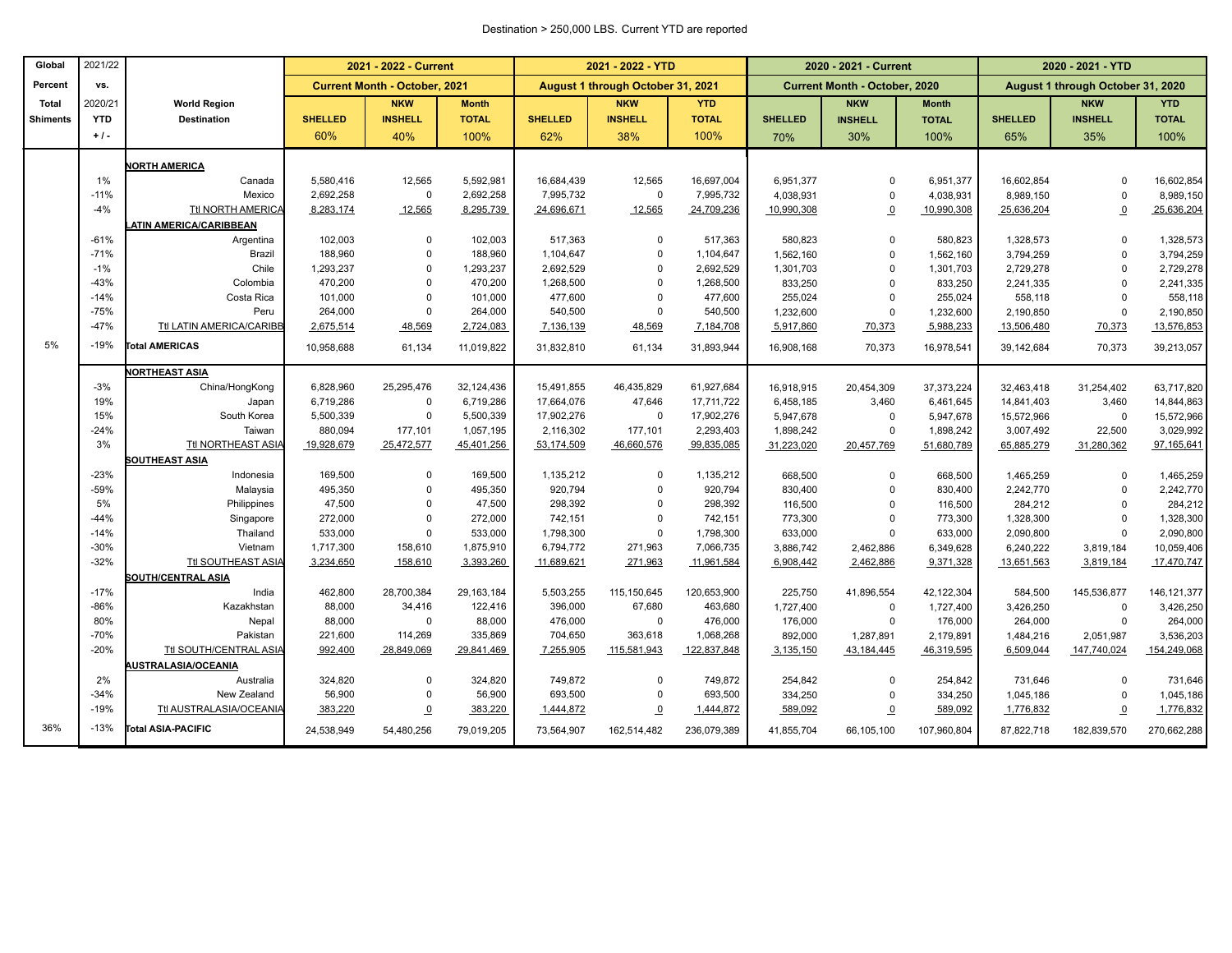Destination > 250,000 LBS. Current YTD are reported

| Global Percent Total Shiments | 2021/22 vs. 2020/21 YTD + / - | World Region Destination | 2021 - 2022 - Current | | | 2021 - 2022 - YTD | | | 2020 - 2021 - Current | | | 2020 - 2021 - YTD | | |
|---|---|---|---|---|---|---|---|---|---|---|---|---|---|---|
| | | | Current Month - October, 2021 | | | August 1 through October 31, 2021 | | | Current Month - October, 2020 | | | August 1 through October 31, 2020 | | |
| | | | SHELLED 60% | NKW INSHELL 40% | Month TOTAL 100% | SHELLED 62% | NKW INSHELL 38% | YTD TOTAL 100% | SHELLED 70% | NKW INSHELL 30% | Month TOTAL 100% | SHELLED 65% | NKW INSHELL 35% | YTD TOTAL 100% |
| | | **NORTH AMERICA** | | | | | | | | | | | | |
| | 1% | Canada | 5,580,416 | 12,565 | 5,592,981 | 16,684,439 | 12,565 | 16,697,004 | 6,951,377 | 0 | 6,951,377 | 16,602,854 | 0 | 16,602,854 |
| | -11% | Mexico | 2,692,258 | 0 | 2,692,258 | 7,995,732 | 0 | 7,995,732 | 4,038,931 | 0 | 4,038,931 | 8,989,150 | 0 | 8,989,150 |
| | -4% | Ttl NORTH AMERICA | 8,283,174 | 12,565 | 8,295,739 | 24,696,671 | 12,565 | 24,709,236 | 10,990,308 | 0 | 10,990,308 | 25,636,204 | 0 | 25,636,204 |
| | | **LATIN AMERICA/CARIBBEAN** | | | | | | | | | | | | |
| | -61% | Argentina | 102,003 | 0 | 102,003 | 517,363 | 0 | 517,363 | 580,823 | 0 | 580,823 | 1,328,573 | 0 | 1,328,573 |
| | -71% | Brazil | 188,960 | 0 | 188,960 | 1,104,647 | 0 | 1,104,647 | 1,562,160 | 0 | 1,562,160 | 3,794,259 | 0 | 3,794,259 |
| | -1% | Chile | 1,293,237 | 0 | 1,293,237 | 2,692,529 | 0 | 2,692,529 | 1,301,703 | 0 | 1,301,703 | 2,729,278 | 0 | 2,729,278 |
| | -43% | Colombia | 470,200 | 0 | 470,200 | 1,268,500 | 0 | 1,268,500 | 833,250 | 0 | 833,250 | 2,241,335 | 0 | 2,241,335 |
| | -14% | Costa Rica | 101,000 | 0 | 101,000 | 477,600 | 0 | 477,600 | 255,024 | 0 | 255,024 | 558,118 | 0 | 558,118 |
| | -75% | Peru | 264,000 | 0 | 264,000 | 540,500 | 0 | 540,500 | 1,232,600 | 0 | 1,232,600 | 2,190,850 | 0 | 2,190,850 |
| | -47% | Ttl LATIN AMERICA/CARIBB | 2,675,514 | 48,569 | 2,724,083 | 7,136,139 | 48,569 | 7,184,708 | 5,917,860 | 70,373 | 5,988,233 | 13,506,480 | 70,373 | 13,576,853 |
| 5% | -19% | **Total AMERICAS** | 10,958,688 | 61,134 | 11,019,822 | 31,832,810 | 61,134 | 31,893,944 | 16,908,168 | 70,373 | 16,978,541 | 39,142,684 | 70,373 | 39,213,057 |
| | | **NORTHEAST ASIA** | | | | | | | | | | | | |
| | -3% | China/HongKong | 6,828,960 | 25,295,476 | 32,124,436 | 15,491,855 | 46,435,829 | 61,927,684 | 16,918,915 | 20,454,309 | 37,373,224 | 32,463,418 | 31,254,402 | 63,717,820 |
| | 19% | Japan | 6,719,286 | 0 | 6,719,286 | 17,664,076 | 47,646 | 17,711,722 | 6,458,185 | 3,460 | 6,461,645 | 14,841,403 | 3,460 | 14,844,863 |
| | 15% | South Korea | 5,500,339 | 0 | 5,500,339 | 17,902,276 | 0 | 17,902,276 | 5,947,678 | 0 | 5,947,678 | 15,572,966 | 0 | 15,572,966 |
| | -24% | Taiwan | 880,094 | 177,101 | 1,057,195 | 2,116,302 | 177,101 | 2,293,403 | 1,898,242 | 0 | 1,898,242 | 3,007,492 | 22,500 | 3,029,992 |
| | 3% | Ttl NORTHEAST ASIA | 19,928,679 | 25,472,577 | 45,401,256 | 53,174,509 | 46,660,576 | 99,835,085 | 31,223,020 | 20,457,769 | 51,680,789 | 65,885,279 | 31,280,362 | 97,165,641 |
| | | **SOUTHEAST ASIA** | | | | | | | | | | | | |
| | -23% | Indonesia | 169,500 | 0 | 169,500 | 1,135,212 | 0 | 1,135,212 | 668,500 | 0 | 668,500 | 1,465,259 | 0 | 1,465,259 |
| | -59% | Malaysia | 495,350 | 0 | 495,350 | 920,794 | 0 | 920,794 | 830,400 | 0 | 830,400 | 2,242,770 | 0 | 2,242,770 |
| | 5% | Philippines | 47,500 | 0 | 47,500 | 298,392 | 0 | 298,392 | 116,500 | 0 | 116,500 | 284,212 | 0 | 284,212 |
| | -44% | Singapore | 272,000 | 0 | 272,000 | 742,151 | 0 | 742,151 | 773,300 | 0 | 773,300 | 1,328,300 | 0 | 1,328,300 |
| | -14% | Thailand | 533,000 | 0 | 533,000 | 1,798,300 | 0 | 1,798,300 | 633,000 | 0 | 633,000 | 2,090,800 | 0 | 2,090,800 |
| | -30% | Vietnam | 1,717,300 | 158,610 | 1,875,910 | 6,794,772 | 271,963 | 7,066,735 | 3,886,742 | 2,462,886 | 6,349,628 | 6,240,222 | 3,819,184 | 10,059,406 |
| | -32% | Ttl SOUTHEAST ASIA | 3,234,650 | 158,610 | 3,393,260 | 11,689,621 | 271,963 | 11,961,584 | 6,908,442 | 2,462,886 | 9,371,328 | 13,651,563 | 3,819,184 | 17,470,747 |
| | | **SOUTH/CENTRAL ASIA** | | | | | | | | | | | | |
| | -17% | India | 462,800 | 28,700,384 | 29,163,184 | 5,503,255 | 115,150,645 | 120,653,900 | 225,750 | 41,896,554 | 42,122,304 | 584,500 | 145,536,877 | 146,121,377 |
| | -86% | Kazakhstan | 88,000 | 34,416 | 122,416 | 396,000 | 67,680 | 463,680 | 1,727,400 | 0 | 1,727,400 | 3,426,250 | 0 | 3,426,250 |
| | 80% | Nepal | 88,000 | 0 | 88,000 | 476,000 | 0 | 476,000 | 176,000 | 0 | 176,000 | 264,000 | 0 | 264,000 |
| | -70% | Pakistan | 221,600 | 114,269 | 335,869 | 704,650 | 363,618 | 1,068,268 | 892,000 | 1,287,891 | 2,179,891 | 1,484,216 | 2,051,987 | 3,536,203 |
| | -20% | Ttl SOUTH/CENTRAL ASIA | 992,400 | 28,849,069 | 29,841,469 | 7,255,905 | 115,581,943 | 122,837,848 | 3,135,150 | 43,184,445 | 46,319,595 | 6,509,044 | 147,740,024 | 154,249,068 |
| | | **AUSTRALASIA/OCEANIA** | | | | | | | | | | | | |
| | 2% | Australia | 324,820 | 0 | 324,820 | 749,872 | 0 | 749,872 | 254,842 | 0 | 254,842 | 731,646 | 0 | 731,646 |
| | -34% | New Zealand | 56,900 | 0 | 56,900 | 693,500 | 0 | 693,500 | 334,250 | 0 | 334,250 | 1,045,186 | 0 | 1,045,186 |
| | -19% | Ttl AUSTRALASIA/OCEANIA | 383,220 | 0 | 383,220 | 1,444,872 | 0 | 1,444,872 | 589,092 | 0 | 589,092 | 1,776,832 | 0 | 1,776,832 |
| 36% | -13% | **Total ASIA-PACIFIC** | 24,538,949 | 54,480,256 | 79,019,205 | 73,564,907 | 162,514,482 | 236,079,389 | 41,855,704 | 66,105,100 | 107,960,804 | 87,822,718 | 182,839,570 | 270,662,288 |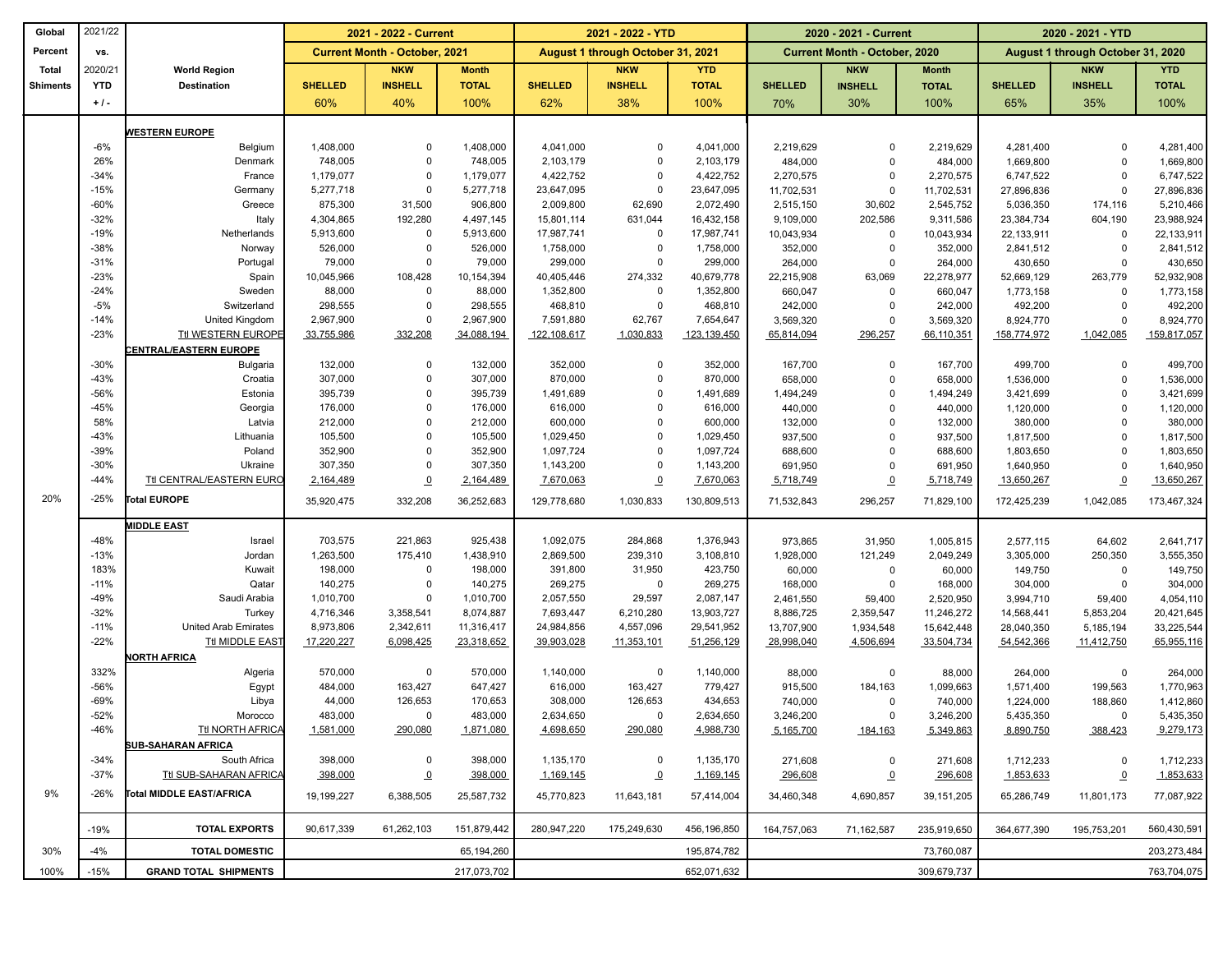| Global Percent Total Shiments | 2021/22 vs. 2020/21 YTD + / - | World Region Destination | 2021 - 2022 - Current | | | 2021 - 2022 - YTD | | | 2020 - 2021 - Current | | | 2020 - 2021 - YTD | | |
|---|---|---|---|---|---|---|---|---|---|---|---|---|---|---|
| | | | Current Month - October, 2021 | | | August 1 through October 31, 2021 | | | Current Month - October, 2020 | | | August 1 through October 31, 2020 | | |
| | | | SHELLED | NKW INSHELL | Month TOTAL | SHELLED | NKW INSHELL | YTD TOTAL | SHELLED | NKW INSHELL | Month TOTAL | SHELLED | NKW INSHELL | YTD TOTAL |
| | | | 60% | 40% | 100% | 62% | 38% | 100% | 70% | 30% | 100% | 65% | 35% | 100% |
| | | **WESTERN EUROPE** | | | | | | | | | | | | |
| | -6% | Belgium | 1,408,000 | 0 | 1,408,000 | 4,041,000 | 0 | 4,041,000 | 2,219,629 | 0 | 2,219,629 | 4,281,400 | 0 | 4,281,400 |
| | 26% | Denmark | 748,005 | 0 | 748,005 | 2,103,179 | 0 | 2,103,179 | 484,000 | 0 | 484,000 | 1,669,800 | 0 | 1,669,800 |
| | -34% | France | 1,179,077 | 0 | 1,179,077 | 4,422,752 | 0 | 4,422,752 | 2,270,575 | 0 | 2,270,575 | 6,747,522 | 0 | 6,747,522 |
| | -15% | Germany | 5,277,718 | 0 | 5,277,718 | 23,647,095 | 0 | 23,647,095 | 11,702,531 | 0 | 11,702,531 | 27,896,836 | 0 | 27,896,836 |
| | -60% | Greece | 875,300 | 31,500 | 906,800 | 2,009,800 | 62,690 | 2,072,490 | 2,515,150 | 30,602 | 2,545,752 | 5,036,350 | 174,116 | 5,210,466 |
| | -32% | Italy | 4,304,865 | 192,280 | 4,497,145 | 15,801,114 | 631,044 | 16,432,158 | 9,109,000 | 202,586 | 9,311,586 | 23,384,734 | 604,190 | 23,988,924 |
| | -19% | Netherlands | 5,913,600 | 0 | 5,913,600 | 17,987,741 | 0 | 17,987,741 | 10,043,934 | 0 | 10,043,934 | 22,133,911 | 0 | 22,133,911 |
| | -38% | Norway | 526,000 | 0 | 526,000 | 1,758,000 | 0 | 1,758,000 | 352,000 | 0 | 352,000 | 2,841,512 | 0 | 2,841,512 |
| | -31% | Portugal | 79,000 | 0 | 79,000 | 299,000 | 0 | 299,000 | 264,000 | 0 | 264,000 | 430,650 | 0 | 430,650 |
| | -23% | Spain | 10,045,966 | 108,428 | 10,154,394 | 40,405,446 | 274,332 | 40,679,778 | 22,215,908 | 63,069 | 22,278,977 | 52,669,129 | 263,779 | 52,932,908 |
| | -24% | Sweden | 88,000 | 0 | 88,000 | 1,352,800 | 0 | 1,352,800 | 660,047 | 0 | 660,047 | 1,773,158 | 0 | 1,773,158 |
| | -5% | Switzerland | 298,555 | 0 | 298,555 | 468,810 | 0 | 468,810 | 242,000 | 0 | 242,000 | 492,200 | 0 | 492,200 |
| | -14% | United Kingdom | 2,967,900 | 0 | 2,967,900 | 7,591,880 | 62,767 | 7,654,647 | 3,569,320 | 0 | 3,569,320 | 8,924,770 | 0 | 8,924,770 |
| | -23% | Ttl WESTERN EUROPE | 33,755,986 | 332,208 | 34,088,194 | 122,108,617 | 1,030,833 | 123,139,450 | 65,814,094 | 296,257 | 66,110,351 | 158,774,972 | 1,042,085 | 159,817,057 |
| | | **CENTRAL/EASTERN EUROPE** | | | | | | | | | | | | |
| | -30% | Bulgaria | 132,000 | 0 | 132,000 | 352,000 | 0 | 352,000 | 167,700 | 0 | 167,700 | 499,700 | 0 | 499,700 |
| | -43% | Croatia | 307,000 | 0 | 307,000 | 870,000 | 0 | 870,000 | 658,000 | 0 | 658,000 | 1,536,000 | 0 | 1,536,000 |
| | -56% | Estonia | 395,739 | 0 | 395,739 | 1,491,689 | 0 | 1,491,689 | 1,494,249 | 0 | 1,494,249 | 3,421,699 | 0 | 3,421,699 |
| | -45% | Georgia | 176,000 | 0 | 176,000 | 616,000 | 0 | 616,000 | 440,000 | 0 | 440,000 | 1,120,000 | 0 | 1,120,000 |
| | 58% | Latvia | 212,000 | 0 | 212,000 | 600,000 | 0 | 600,000 | 132,000 | 0 | 132,000 | 380,000 | 0 | 380,000 |
| | -43% | Lithuania | 105,500 | 0 | 105,500 | 1,029,450 | 0 | 1,029,450 | 937,500 | 0 | 937,500 | 1,817,500 | 0 | 1,817,500 |
| | -39% | Poland | 352,900 | 0 | 352,900 | 1,097,724 | 0 | 1,097,724 | 688,600 | 0 | 688,600 | 1,803,650 | 0 | 1,803,650 |
| | -30% | Ukraine | 307,350 | 0 | 307,350 | 1,143,200 | 0 | 1,143,200 | 691,950 | 0 | 691,950 | 1,640,950 | 0 | 1,640,950 |
| | -44% | Ttl CENTRAL/EASTERN EURO | 2,164,489 | 0 | 2,164,489 | 7,670,063 | 0 | 7,670,063 | 5,718,749 | 0 | 5,718,749 | 13,650,267 | 0 | 13,650,267 |
| 20% | -25% | **Total EUROPE** | 35,920,475 | 332,208 | 36,252,683 | 129,778,680 | 1,030,833 | 130,809,513 | 71,532,843 | 296,257 | 71,829,100 | 172,425,239 | 1,042,085 | 173,467,324 |
| | | **MIDDLE EAST** | | | | | | | | | | | | |
| | -48% | Israel | 703,575 | 221,863 | 925,438 | 1,092,075 | 284,868 | 1,376,943 | 973,865 | 31,950 | 1,005,815 | 2,577,115 | 64,602 | 2,641,717 |
| | -13% | Jordan | 1,263,500 | 175,410 | 1,438,910 | 2,869,500 | 239,310 | 3,108,810 | 1,928,000 | 121,249 | 2,049,249 | 3,305,000 | 250,350 | 3,555,350 |
| | 183% | Kuwait | 198,000 | 0 | 198,000 | 391,800 | 31,950 | 423,750 | 60,000 | 0 | 60,000 | 149,750 | 0 | 149,750 |
| | -11% | Qatar | 140,275 | 0 | 140,275 | 269,275 | 0 | 269,275 | 168,000 | 0 | 168,000 | 304,000 | 0 | 304,000 |
| | -49% | Saudi Arabia | 1,010,700 | 0 | 1,010,700 | 2,057,550 | 29,597 | 2,087,147 | 2,461,550 | 59,400 | 2,520,950 | 3,994,710 | 59,400 | 4,054,110 |
| | -32% | Turkey | 4,716,346 | 3,358,541 | 8,074,887 | 7,693,447 | 6,210,280 | 13,903,727 | 8,886,725 | 2,359,547 | 11,246,272 | 14,568,441 | 5,853,204 | 20,421,645 |
| | -11% | United Arab Emirates | 8,973,806 | 2,342,611 | 11,316,417 | 24,984,856 | 4,557,096 | 29,541,952 | 13,707,900 | 1,934,548 | 15,642,448 | 28,040,350 | 5,185,194 | 33,225,544 |
| | -22% | Ttl MIDDLE EAST | 17,220,227 | 6,098,425 | 23,318,652 | 39,903,028 | 11,353,101 | 51,256,129 | 28,998,040 | 4,506,694 | 33,504,734 | 54,542,366 | 11,412,750 | 65,955,116 |
| | | **NORTH AFRICA** | | | | | | | | | | | | |
| | 332% | Algeria | 570,000 | 0 | 570,000 | 1,140,000 | 0 | 1,140,000 | 88,000 | 0 | 88,000 | 264,000 | 0 | 264,000 |
| | -56% | Egypt | 484,000 | 163,427 | 647,427 | 616,000 | 163,427 | 779,427 | 915,500 | 184,163 | 1,099,663 | 1,571,400 | 199,563 | 1,770,963 |
| | -69% | Libya | 44,000 | 126,653 | 170,653 | 308,000 | 126,653 | 434,653 | 740,000 | 0 | 740,000 | 1,224,000 | 188,860 | 1,412,860 |
| | -52% | Morocco | 483,000 | 0 | 483,000 | 2,634,650 | 0 | 2,634,650 | 3,246,200 | 0 | 3,246,200 | 5,435,350 | 0 | 5,435,350 |
| | -46% | Ttl NORTH AFRICA | 1,581,000 | 290,080 | 1,871,080 | 4,698,650 | 290,080 | 4,988,730 | 5,165,700 | 184,163 | 5,349,863 | 8,890,750 | 388,423 | 9,279,173 |
| | | **SUB-SAHARAN AFRICA** | | | | | | | | | | | | |
| | -34% | South Africa | 398,000 | 0 | 398,000 | 1,135,170 | 0 | 1,135,170 | 271,608 | 0 | 271,608 | 1,712,233 | 0 | 1,712,233 |
| | -37% | Ttl SUB-SAHARAN AFRICA | 398,000 | 0 | 398,000 | 1,169,145 | 0 | 1,169,145 | 296,608 | 0 | 296,608 | 1,853,633 | 0 | 1,853,633 |
| 9% | -26% | **Total MIDDLE EAST/AFRICA** | 19,199,227 | 6,388,505 | 25,587,732 | 45,770,823 | 11,643,181 | 57,414,004 | 34,460,348 | 4,690,857 | 39,151,205 | 65,286,749 | 11,801,173 | 77,087,922 |
| | -19% | **TOTAL EXPORTS** | 90,617,339 | 61,262,103 | 151,879,442 | 280,947,220 | 175,249,630 | 456,196,850 | 164,757,063 | 71,162,587 | 235,919,650 | 364,677,390 | 195,753,201 | 560,430,591 |
| 30% | -4% | **TOTAL DOMESTIC** | | | 65,194,260 | | | 195,874,782 | | | 73,760,087 | | | 203,273,484 |
| 100% | -15% | **GRAND TOTAL SHIPMENTS** | | | 217,073,702 | | | 652,071,632 | | | 309,679,737 | | | 763,704,075 |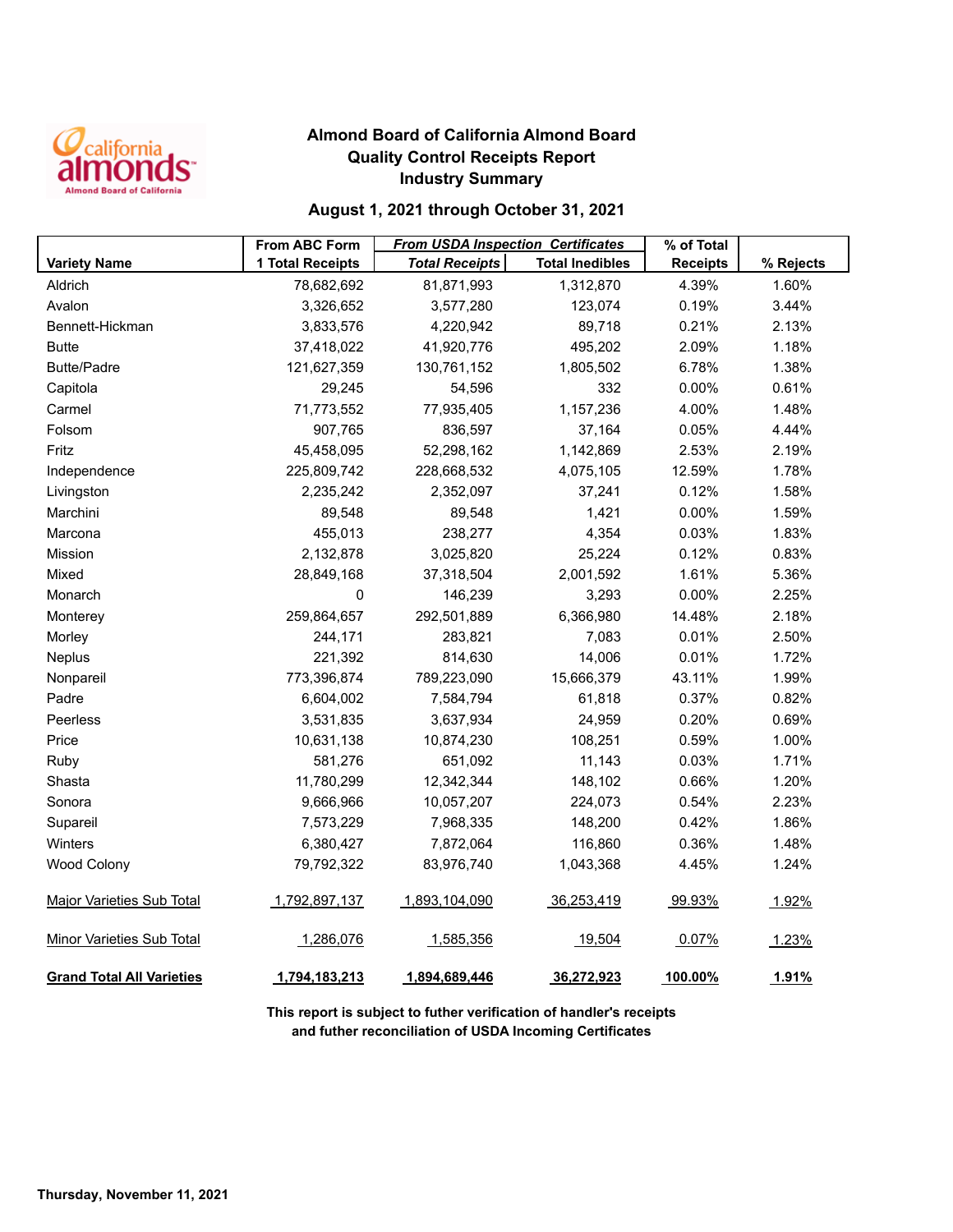# Almond Board of California Almond Board
## Quality Control Receipts Report
## Industry Summary

**August 1, 2021 through October 31, 2021**

| Variety Name | From ABC Form 1 Total Receipts | From USDA Inspection Certificates Total Receipts | Total Inedibles | % of Total Receipts | % Rejects |
|---|---|---|---|---|---|
| Aldrich | 78,682,692 | 81,871,993 | 1,312,870 | 4.39% | 1.60% |
| Avalon | 3,326,652 | 3,577,280 | 123,074 | 0.19% | 3.44% |
| Bennett-Hickman | 3,833,576 | 4,220,942 | 89,718 | 0.21% | 2.13% |
| Butte | 37,418,022 | 41,920,776 | 495,202 | 2.09% | 1.18% |
| Butte/Padre | 121,627,359 | 130,761,152 | 1,805,502 | 6.78% | 1.38% |
| Capitola | 29,245 | 54,596 | 332 | 0.00% | 0.61% |
| Carmel | 71,773,552 | 77,935,405 | 1,157,236 | 4.00% | 1.48% |
| Folsom | 907,765 | 836,597 | 37,164 | 0.05% | 4.44% |
| Fritz | 45,458,095 | 52,298,162 | 1,142,869 | 2.53% | 2.19% |
| Independence | 225,809,742 | 228,668,532 | 4,075,105 | 12.59% | 1.78% |
| Livingston | 2,235,242 | 2,352,097 | 37,241 | 0.12% | 1.58% |
| Marchini | 89,548 | 89,548 | 1,421 | 0.00% | 1.59% |
| Marcona | 455,013 | 238,277 | 4,354 | 0.03% | 1.83% |
| Mission | 2,132,878 | 3,025,820 | 25,224 | 0.12% | 0.83% |
| Mixed | 28,849,168 | 37,318,504 | 2,001,592 | 1.61% | 5.36% |
| Monarch | 0 | 146,239 | 3,293 | 0.00% | 2.25% |
| Monterey | 259,864,657 | 292,501,889 | 6,366,980 | 14.48% | 2.18% |
| Morley | 244,171 | 283,821 | 7,083 | 0.01% | 2.50% |
| Neplus | 221,392 | 814,630 | 14,006 | 0.01% | 1.72% |
| Nonpareil | 773,396,874 | 789,223,090 | 15,666,379 | 43.11% | 1.99% |
| Padre | 6,604,002 | 7,584,794 | 61,818 | 0.37% | 0.82% |
| Peerless | 3,531,835 | 3,637,934 | 24,959 | 0.20% | 0.69% |
| Price | 10,631,138 | 10,874,230 | 108,251 | 0.59% | 1.00% |
| Ruby | 581,276 | 651,092 | 11,143 | 0.03% | 1.71% |
| Shasta | 11,780,299 | 12,342,344 | 148,102 | 0.66% | 1.20% |
| Sonora | 9,666,966 | 10,057,207 | 224,073 | 0.54% | 2.23% |
| Supareil | 7,573,229 | 7,968,335 | 148,200 | 0.42% | 1.86% |
| Winters | 6,380,427 | 7,872,064 | 116,860 | 0.36% | 1.48% |
| Wood Colony | 79,792,322 | 83,976,740 | 1,043,368 | 4.45% | 1.24% |
| Major Varieties Sub Total | 1,792,897,137 | 1,893,104,090 | 36,253,419 | 99.93% | 1.92% |
| Minor Varieties Sub Total | 1,286,076 | 1,585,356 | 19,504 | 0.07% | 1.23% |
| **Grand Total All Varieties** | **1,794,183,213** | **1,894,689,446** | **36,272,923** | **100.00%** | **1.91%** |

**This report is subject to futher verification of handler's receipts and futher reconciliation of USDA Incoming Certificates**

**Thursday, November 11, 2021**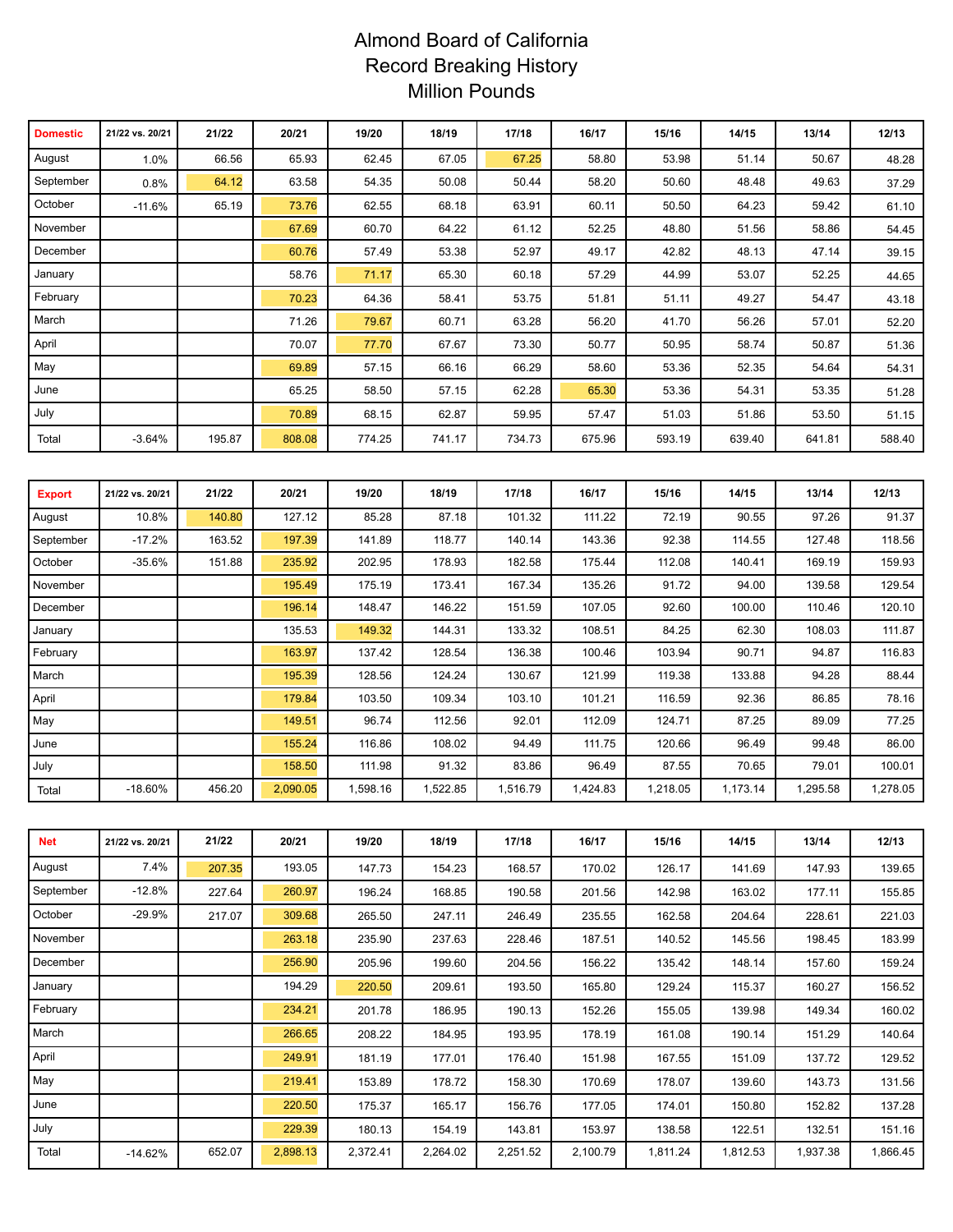# Almond Board of California
# Record Breaking History
# Million Pounds

| Domestic | 21/22 vs. 20/21 | 21/22 | 20/21 | 19/20 | 18/19 | 17/18 | 16/17 | 15/16 | 14/15 | 13/14 | 12/13 |
|---|---|---|---|---|---|---|---|---|---|---|---|
| August | 1.0% | 66.56 | 65.93 | 62.45 | 67.05 | 67.25 | 58.80 | 53.98 | 51.14 | 50.67 | 48.28 |
| September | 0.8% | 64.12 | 63.58 | 54.35 | 50.08 | 50.44 | 58.20 | 50.60 | 48.48 | 49.63 | 37.29 |
| October | -11.6% | 65.19 | 73.76 | 62.55 | 68.18 | 63.91 | 60.11 | 50.50 | 64.23 | 59.42 | 61.10 |
| November | | | 67.69 | 60.70 | 64.22 | 61.12 | 52.25 | 48.80 | 51.56 | 58.86 | 54.45 |
| December | | | 60.76 | 57.49 | 53.38 | 52.97 | 49.17 | 42.82 | 48.13 | 47.14 | 39.15 |
| January | | | 58.76 | 71.17 | 65.30 | 60.18 | 57.29 | 44.99 | 53.07 | 52.25 | 44.65 |
| February | | | 70.23 | 64.36 | 58.41 | 53.75 | 51.81 | 51.11 | 49.27 | 54.47 | 43.18 |
| March | | | 71.26 | 79.67 | 60.71 | 63.28 | 56.20 | 41.70 | 56.26 | 57.01 | 52.20 |
| April | | | 70.07 | 77.70 | 67.67 | 73.30 | 50.77 | 50.95 | 58.74 | 50.87 | 51.36 |
| May | | | 69.89 | 57.15 | 66.16 | 66.29 | 58.60 | 53.36 | 52.35 | 54.64 | 54.31 |
| June | | | 65.25 | 58.50 | 57.15 | 62.28 | 65.30 | 53.36 | 54.31 | 53.35 | 51.28 |
| July | | | 70.89 | 68.15 | 62.87 | 59.95 | 57.47 | 51.03 | 51.86 | 53.50 | 51.15 |
| Total | -3.64% | 195.87 | 808.08 | 774.25 | 741.17 | 734.73 | 675.96 | 593.19 | 639.40 | 641.81 | 588.40 |

| Export | 21/22 vs. 20/21 | 21/22 | 20/21 | 19/20 | 18/19 | 17/18 | 16/17 | 15/16 | 14/15 | 13/14 | 12/13 |
|---|---|---|---|---|---|---|---|---|---|---|---|
| August | 10.8% | 140.80 | 127.12 | 85.28 | 87.18 | 101.32 | 111.22 | 72.19 | 90.55 | 97.26 | 91.37 |
| September | -17.2% | 163.52 | 197.39 | 141.89 | 118.77 | 140.14 | 143.36 | 92.38 | 114.55 | 127.48 | 118.56 |
| October | -35.6% | 151.88 | 235.92 | 202.95 | 178.93 | 182.58 | 175.44 | 112.08 | 140.41 | 169.19 | 159.93 |
| November | | | 195.49 | 175.19 | 173.41 | 167.34 | 135.26 | 91.72 | 94.00 | 139.58 | 129.54 |
| December | | | 196.14 | 148.47 | 146.22 | 151.59 | 107.05 | 92.60 | 100.00 | 110.46 | 120.10 |
| January | | | 135.53 | 149.32 | 144.31 | 133.32 | 108.51 | 84.25 | 62.30 | 108.03 | 111.87 |
| February | | | 163.97 | 137.42 | 128.54 | 136.38 | 100.46 | 103.94 | 90.71 | 94.87 | 116.83 |
| March | | | 195.39 | 128.56 | 124.24 | 130.67 | 121.99 | 119.38 | 133.88 | 94.28 | 88.44 |
| April | | | 179.84 | 103.50 | 109.34 | 103.10 | 101.21 | 116.59 | 92.36 | 86.85 | 78.16 |
| May | | | 149.51 | 96.74 | 112.56 | 92.01 | 112.09 | 124.71 | 87.25 | 89.09 | 77.25 |
| June | | | 155.24 | 116.86 | 108.02 | 94.49 | 111.75 | 120.66 | 96.49 | 99.48 | 86.00 |
| July | | | 158.50 | 111.98 | 91.32 | 83.86 | 96.49 | 87.55 | 70.65 | 79.01 | 100.01 |
| Total | -18.60% | 456.20 | 2,090.05 | 1,598.16 | 1,522.85 | 1,516.79 | 1,424.83 | 1,218.05 | 1,173.14 | 1,295.58 | 1,278.05 |

| Net | 21/22 vs. 20/21 | 21/22 | 20/21 | 19/20 | 18/19 | 17/18 | 16/17 | 15/16 | 14/15 | 13/14 | 12/13 |
|---|---|---|---|---|---|---|---|---|---|---|---|
| August | 7.4% | 207.35 | 193.05 | 147.73 | 154.23 | 168.57 | 170.02 | 126.17 | 141.69 | 147.93 | 139.65 |
| September | -12.8% | 227.64 | 260.97 | 196.24 | 168.85 | 190.58 | 201.56 | 142.98 | 163.02 | 177.11 | 155.85 |
| October | -29.9% | 217.07 | 309.68 | 265.50 | 247.11 | 246.49 | 235.55 | 162.58 | 204.64 | 228.61 | 221.03 |
| November | | | 263.18 | 235.90 | 237.63 | 228.46 | 187.51 | 140.52 | 145.56 | 198.45 | 183.99 |
| December | | | 256.90 | 205.96 | 199.60 | 204.56 | 156.22 | 135.42 | 148.14 | 157.60 | 159.24 |
| January | | | 194.29 | 220.50 | 209.61 | 193.50 | 165.80 | 129.24 | 115.37 | 160.27 | 156.52 |
| February | | | 234.21 | 201.78 | 186.95 | 190.13 | 152.26 | 155.05 | 139.98 | 149.34 | 160.02 |
| March | | | 266.65 | 208.22 | 184.95 | 193.95 | 178.19 | 161.08 | 190.14 | 151.29 | 140.64 |
| April | | | 249.91 | 181.19 | 177.01 | 176.40 | 151.98 | 167.55 | 151.09 | 137.72 | 129.52 |
| May | | | 219.41 | 153.89 | 178.72 | 158.30 | 170.69 | 178.07 | 139.60 | 143.73 | 131.56 |
| June | | | 220.50 | 175.37 | 165.17 | 156.76 | 177.05 | 174.01 | 150.80 | 152.82 | 137.28 |
| July | | | 229.39 | 180.13 | 154.19 | 143.81 | 153.97 | 138.58 | 122.51 | 132.51 | 151.16 |
| Total | -14.62% | 652.07 | 2,898.13 | 2,372.41 | 2,264.02 | 2,251.52 | 2,100.79 | 1,811.24 | 1,812.53 | 1,937.38 | 1,866.45 |